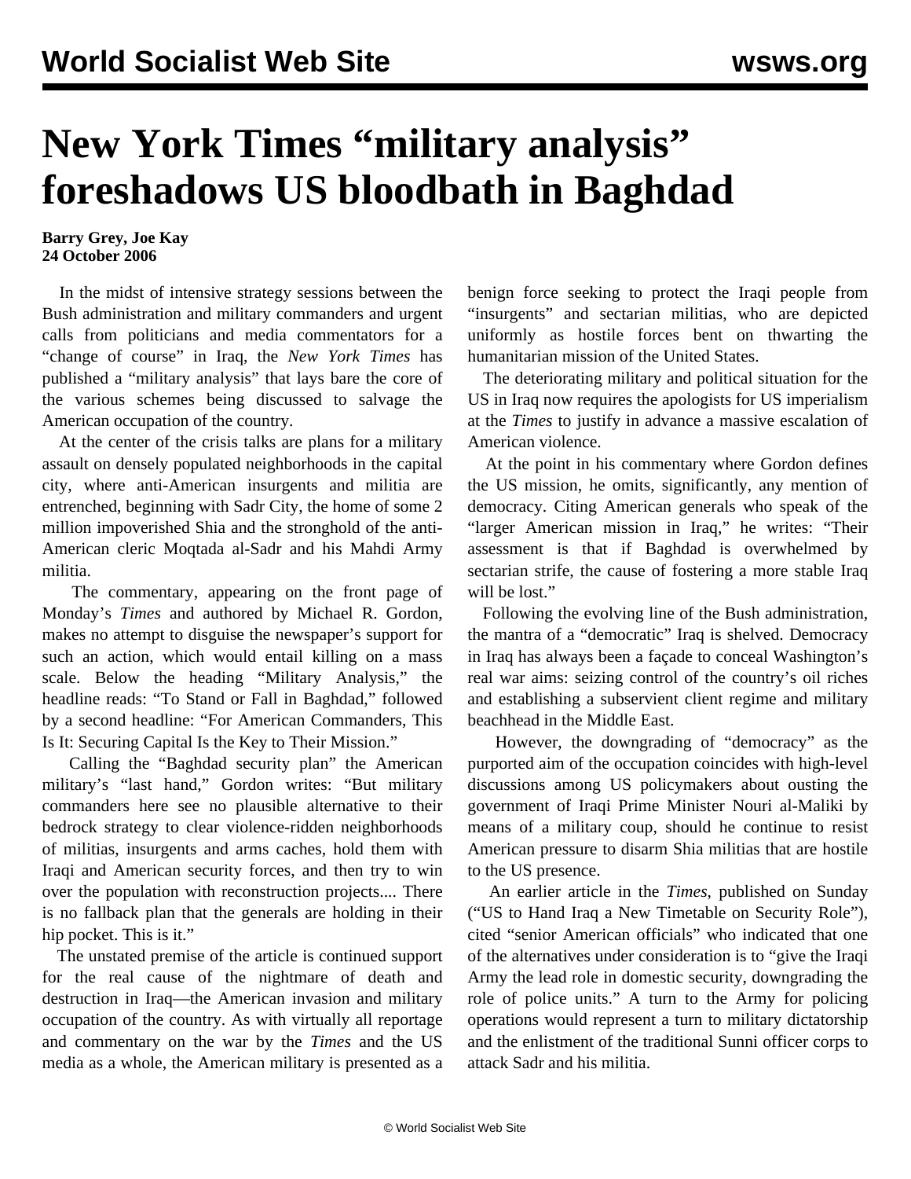# New York Times "military analysis" foreshadows US bloodbath in Baghdad

**Barry Grey, Joe Kay**
**24 October 2006**

In the midst of intensive strategy sessions between the Bush administration and military commanders and urgent calls from politicians and media commentators for a "change of course" in Iraq, the *New York Times* has published a "military analysis" that lays bare the core of the various schemes being discussed to salvage the American occupation of the country.

At the center of the crisis talks are plans for a military assault on densely populated neighborhoods in the capital city, where anti-American insurgents and militia are entrenched, beginning with Sadr City, the home of some 2 million impoverished Shia and the stronghold of the anti-American cleric Moqtada al-Sadr and his Mahdi Army militia.

The commentary, appearing on the front page of Monday's *Times* and authored by Michael R. Gordon, makes no attempt to disguise the newspaper's support for such an action, which would entail killing on a mass scale. Below the heading "Military Analysis," the headline reads: "To Stand or Fall in Baghdad," followed by a second headline: "For American Commanders, This Is It: Securing Capital Is the Key to Their Mission."

Calling the "Baghdad security plan" the American military's "last hand," Gordon writes: "But military commanders here see no plausible alternative to their bedrock strategy to clear violence-ridden neighborhoods of militias, insurgents and arms caches, hold them with Iraqi and American security forces, and then try to win over the population with reconstruction projects.... There is no fallback plan that the generals are holding in their hip pocket. This is it."

The unstated premise of the article is continued support for the real cause of the nightmare of death and destruction in Iraq—the American invasion and military occupation of the country. As with virtually all reportage and commentary on the war by the *Times* and the US media as a whole, the American military is presented as a benign force seeking to protect the Iraqi people from "insurgents" and sectarian militias, who are depicted uniformly as hostile forces bent on thwarting the humanitarian mission of the United States.

The deteriorating military and political situation for the US in Iraq now requires the apologists for US imperialism at the *Times* to justify in advance a massive escalation of American violence.

At the point in his commentary where Gordon defines the US mission, he omits, significantly, any mention of democracy. Citing American generals who speak of the "larger American mission in Iraq," he writes: "Their assessment is that if Baghdad is overwhelmed by sectarian strife, the cause of fostering a more stable Iraq will be lost."

Following the evolving line of the Bush administration, the mantra of a "democratic" Iraq is shelved. Democracy in Iraq has always been a façade to conceal Washington's real war aims: seizing control of the country's oil riches and establishing a subservient client regime and military beachhead in the Middle East.

However, the downgrading of "democracy" as the purported aim of the occupation coincides with high-level discussions among US policymakers about ousting the government of Iraqi Prime Minister Nouri al-Maliki by means of a military coup, should he continue to resist American pressure to disarm Shia militias that are hostile to the US presence.

An earlier article in the *Times*, published on Sunday ("US to Hand Iraq a New Timetable on Security Role"), cited "senior American officials" who indicated that one of the alternatives under consideration is to "give the Iraqi Army the lead role in domestic security, downgrading the role of police units." A turn to the Army for policing operations would represent a turn to military dictatorship and the enlistment of the traditional Sunni officer corps to attack Sadr and his militia.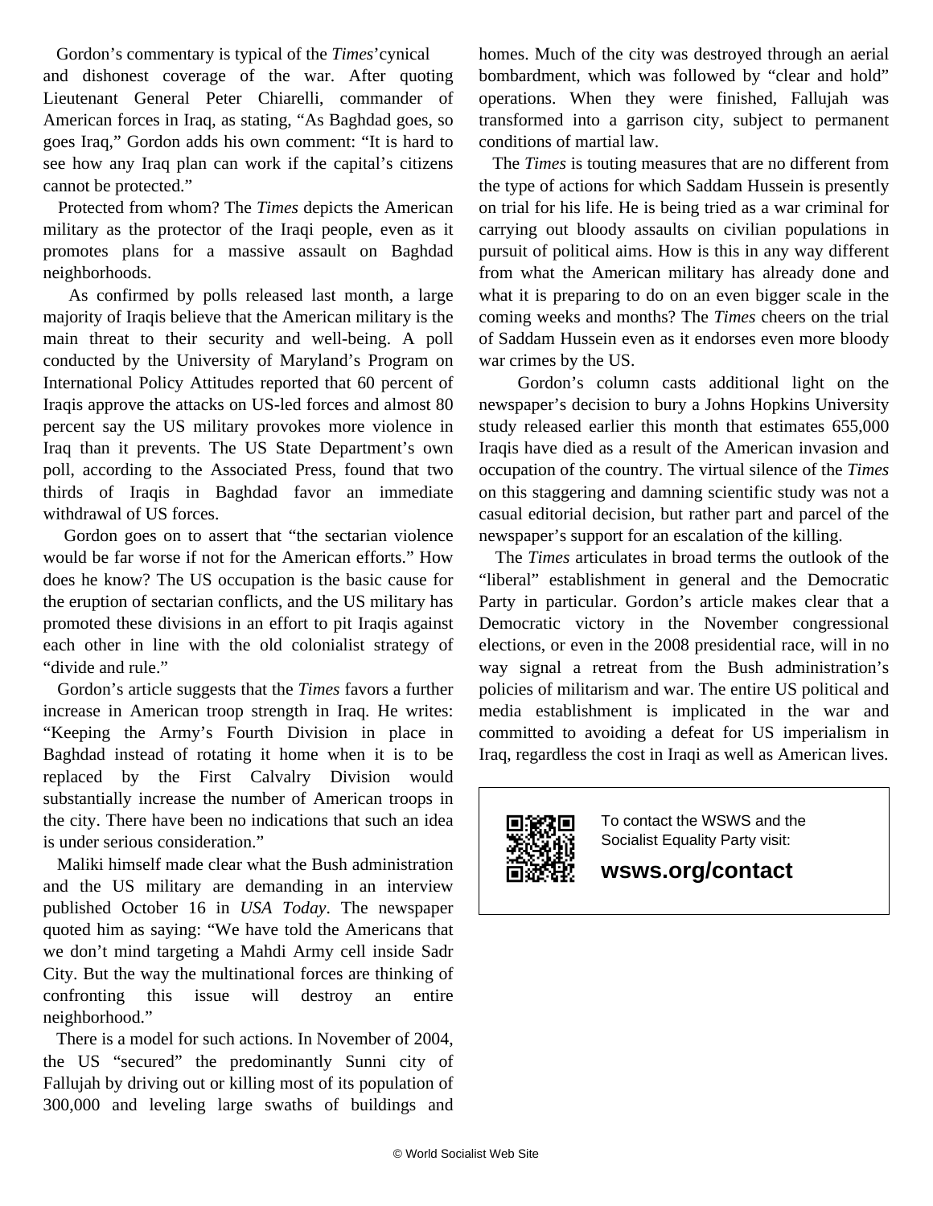Gordon's commentary is typical of the *Times*' cynical and dishonest coverage of the war. After quoting Lieutenant General Peter Chiarelli, commander of American forces in Iraq, as stating, "As Baghdad goes, so goes Iraq," Gordon adds his own comment: "It is hard to see how any Iraq plan can work if the capital's citizens cannot be protected."

Protected from whom? The *Times* depicts the American military as the protector of the Iraqi people, even as it promotes plans for a massive assault on Baghdad neighborhoods.

As confirmed by polls released last month, a large majority of Iraqis believe that the American military is the main threat to their security and well-being. A poll conducted by the University of Maryland's Program on International Policy Attitudes reported that 60 percent of Iraqis approve the attacks on US-led forces and almost 80 percent say the US military provokes more violence in Iraq than it prevents. The US State Department's own poll, according to the Associated Press, found that two thirds of Iraqis in Baghdad favor an immediate withdrawal of US forces.

Gordon goes on to assert that "the sectarian violence would be far worse if not for the American efforts." How does he know? The US occupation is the basic cause for the eruption of sectarian conflicts, and the US military has promoted these divisions in an effort to pit Iraqis against each other in line with the old colonialist strategy of "divide and rule."

Gordon's article suggests that the *Times* favors a further increase in American troop strength in Iraq. He writes: "Keeping the Army's Fourth Division in place in Baghdad instead of rotating it home when it is to be replaced by the First Calvalry Division would substantially increase the number of American troops in the city. There have been no indications that such an idea is under serious consideration."

Maliki himself made clear what the Bush administration and the US military are demanding in an interview published October 16 in *USA Today*. The newspaper quoted him as saying: "We have told the Americans that we don't mind targeting a Mahdi Army cell inside Sadr City. But the way the multinational forces are thinking of confronting this issue will destroy an entire neighborhood."

There is a model for such actions. In November of 2004, the US "secured" the predominantly Sunni city of Fallujah by driving out or killing most of its population of 300,000 and leveling large swaths of buildings and homes. Much of the city was destroyed through an aerial bombardment, which was followed by "clear and hold" operations. When they were finished, Fallujah was transformed into a garrison city, subject to permanent conditions of martial law.

The *Times* is touting measures that are no different from the type of actions for which Saddam Hussein is presently on trial for his life. He is being tried as a war criminal for carrying out bloody assaults on civilian populations in pursuit of political aims. How is this in any way different from what the American military has already done and what it is preparing to do on an even bigger scale in the coming weeks and months? The *Times* cheers on the trial of Saddam Hussein even as it endorses even more bloody war crimes by the US.

Gordon's column casts additional light on the newspaper's decision to bury a Johns Hopkins University study released earlier this month that estimates 655,000 Iraqis have died as a result of the American invasion and occupation of the country. The virtual silence of the *Times* on this staggering and damning scientific study was not a casual editorial decision, but rather part and parcel of the newspaper's support for an escalation of the killing.

The *Times* articulates in broad terms the outlook of the "liberal" establishment in general and the Democratic Party in particular. Gordon's article makes clear that a Democratic victory in the November congressional elections, or even in the 2008 presidential race, will in no way signal a retreat from the Bush administration's policies of militarism and war. The entire US political and media establishment is implicated in the war and committed to avoiding a defeat for US imperialism in Iraq, regardless the cost in Iraqi as well as American lives.

To contact the WSWS and the Socialist Equality Party visit:

**wsws.org/contact**